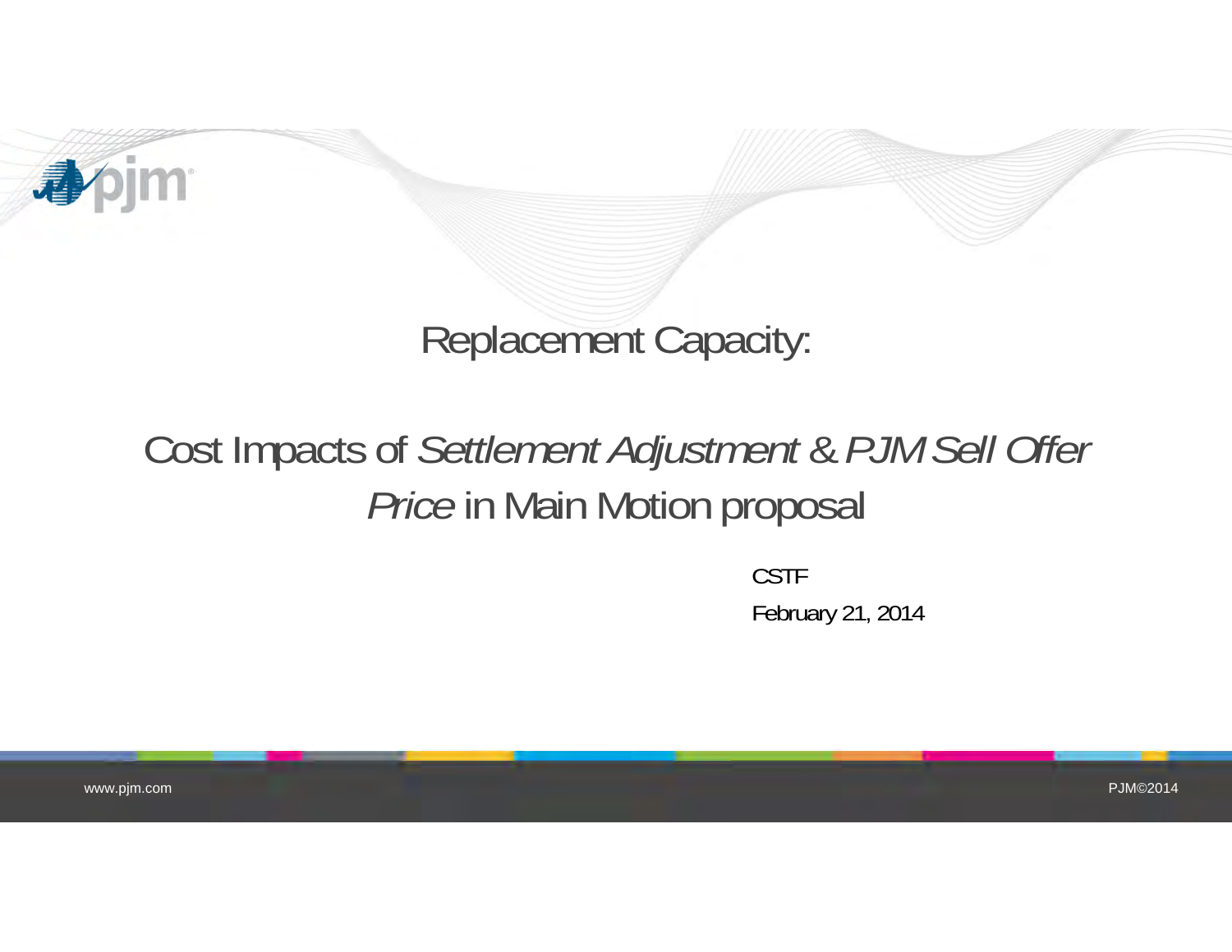# Replacement Capacity:

## Cost Impacts of *Settlement Adjustment & PJM Sell Offer Price* in Main Motion proposal

CSTF

February 21, 2014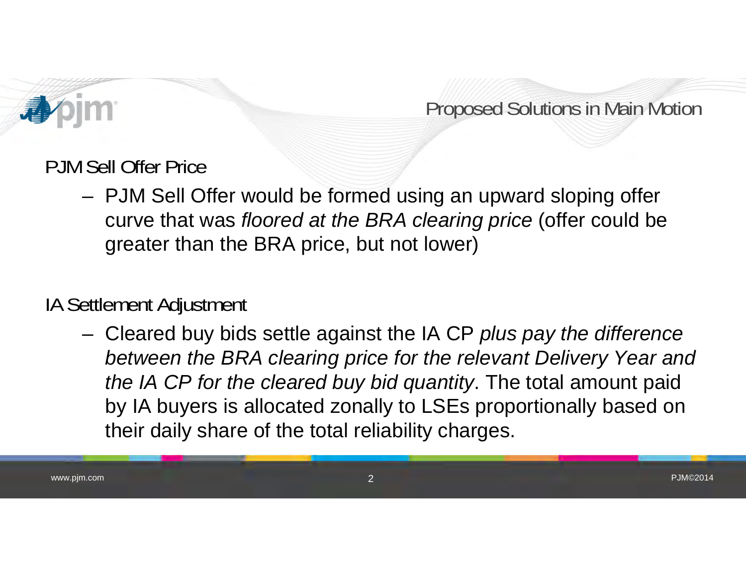# Proposed Solutions in Main Motion

## PJM Sell Offer Price

- PJM Sell Offer would be formed using an upward sloping offer curve that was *floored at the BRA clearing price* (offer could be greater than the BRA price, but not lower)

## IA Settlement Adjustment

- Cleared buy bids settle against the IA CP *plus pay the difference between the BRA clearing price for the relevant Delivery Year and the IA CP for the cleared buy bid quantity*. The total amount paid by IA buyers is allocated zonally to LSEs proportionally based on their daily share of the total reliability charges.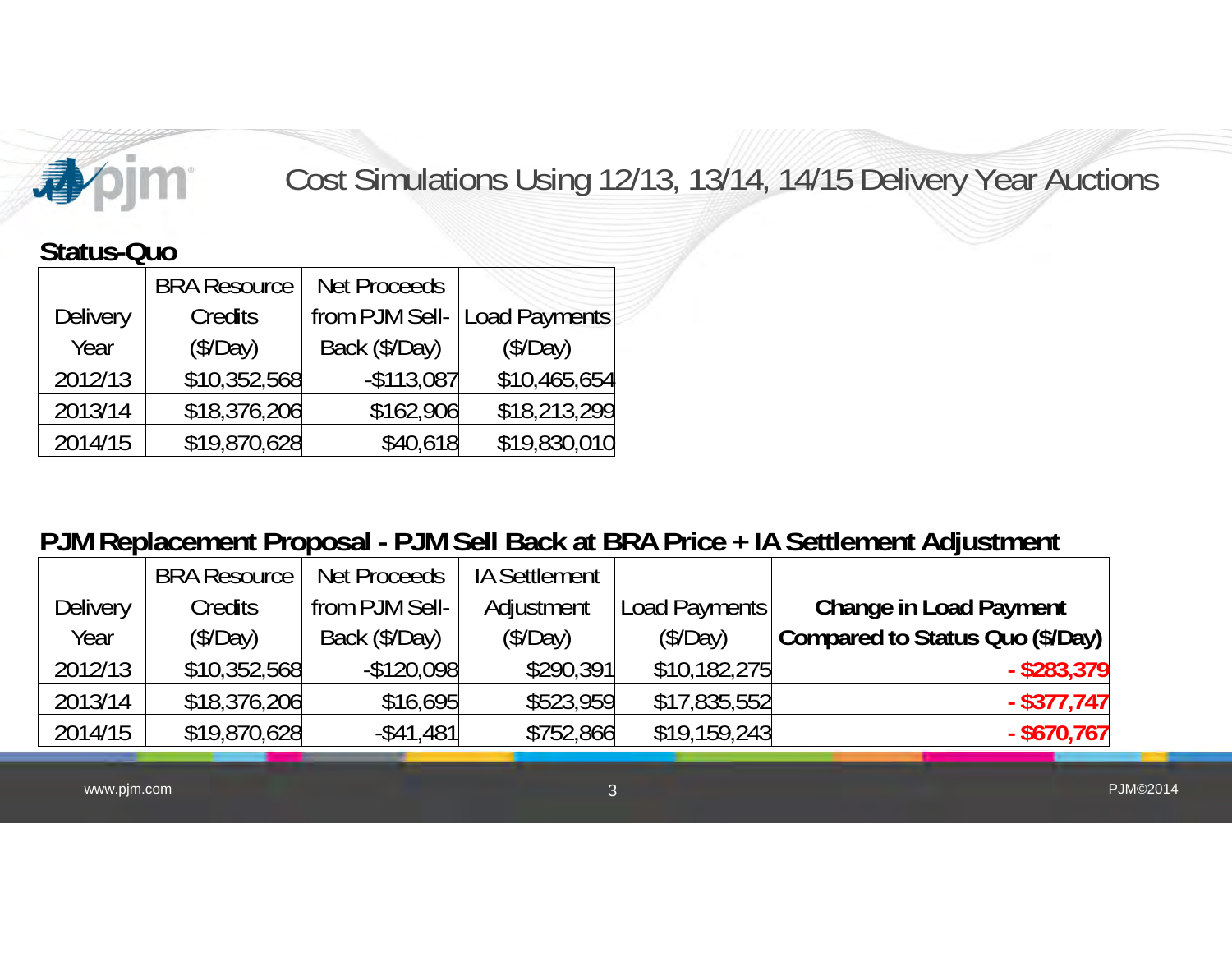# Cost Simulations Using 12/13, 13/14, 14/15 Delivery Year Auctions

**Status-Quo**

| Delivery Year | BRA Resource Credits ($/Day) | Net Proceeds from PJM Sell-Back ($/Day) | Load Payments ($/Day) |
|---|---|---|---|
| 2012/13 | $10,352,568 | -$113,087 | $10,465,654 |
| 2013/14 | $18,376,206 | $162,906 | $18,213,299 |
| 2014/15 | $19,870,628 | $40,618 | $19,830,010 |

**PJM Replacement Proposal - PJM Sell Back at BRA Price + IA Settlement Adjustment**

| Delivery Year | BRA Resource Credits ($/Day) | Net Proceeds from PJM Sell-Back ($/Day) | IA Settlement Adjustment ($/Day) | Load Payments ($/Day) | **Change in Load Payment Compared to Status Quo ($/Day)** |
|---|---|---|---|---|---|
| 2012/13 | $10,352,568 | -$120,098 | $290,391 | $10,182,275 | **- $283,379** |
| 2013/14 | $18,376,206 | $16,695 | $523,959 | $17,835,552 | **- $377,747** |
| 2014/15 | $19,870,628 | -$41,481 | $752,866 | $19,159,243 | **- $670,767** |